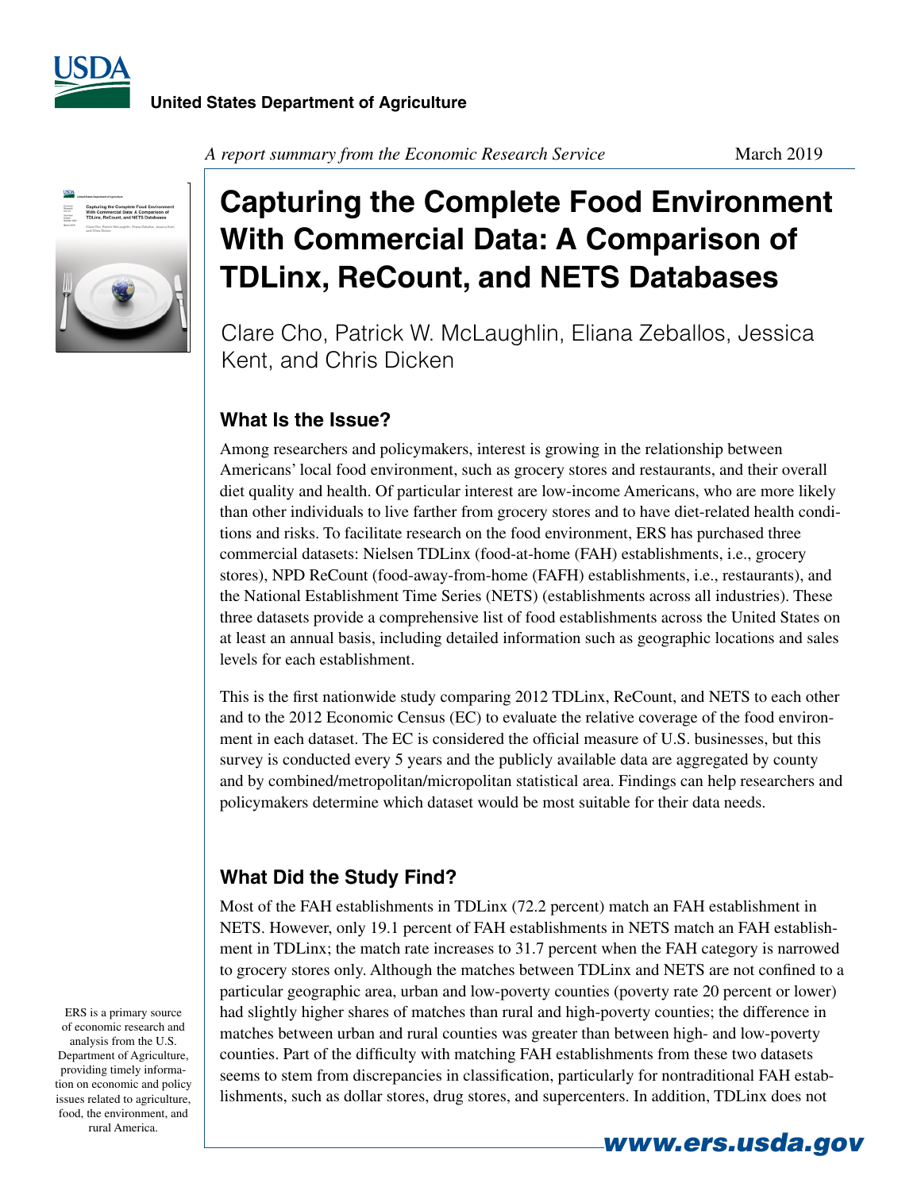United States Department of Agriculture

*A report summary from the Economic Research Service*

March 2019

# Capturing the Complete Food Environment With Commercial Data: A Comparison of TDLinx, ReCount, and NETS Databases

Clare Cho, Patrick W. McLaughlin, Eliana Zeballos, Jessica Kent, and Chris Dicken

## What Is the Issue?

Among researchers and policymakers, interest is growing in the relationship between Americans' local food environment, such as grocery stores and restaurants, and their overall diet quality and health. Of particular interest are low-income Americans, who are more likely than other individuals to live farther from grocery stores and to have diet-related health conditions and risks. To facilitate research on the food environment, ERS has purchased three commercial datasets: Nielsen TDLinx (food-at-home (FAH) establishments, i.e., grocery stores), NPD ReCount (food-away-from-home (FAFH) establishments, i.e., restaurants), and the National Establishment Time Series (NETS) (establishments across all industries). These three datasets provide a comprehensive list of food establishments across the United States on at least an annual basis, including detailed information such as geographic locations and sales levels for each establishment.

This is the first nationwide study comparing 2012 TDLinx, ReCount, and NETS to each other and to the 2012 Economic Census (EC) to evaluate the relative coverage of the food environment in each dataset. The EC is considered the official measure of U.S. businesses, but this survey is conducted every 5 years and the publicly available data are aggregated by county and by combined/metropolitan/micropolitan statistical area. Findings can help researchers and policymakers determine which dataset would be most suitable for their data needs.

## What Did the Study Find?

Most of the FAH establishments in TDLinx (72.2 percent) match an FAH establishment in NETS. However, only 19.1 percent of FAH establishments in NETS match an FAH establishment in TDLinx; the match rate increases to 31.7 percent when the FAH category is narrowed to grocery stores only. Although the matches between TDLinx and NETS are not confined to a particular geographic area, urban and low-poverty counties (poverty rate 20 percent or lower) had slightly higher shares of matches than rural and high-poverty counties; the difference in matches between urban and rural counties was greater than between high- and low-poverty counties. Part of the difficulty with matching FAH establishments from these two datasets seems to stem from discrepancies in classification, particularly for nontraditional FAH establishments, such as dollar stores, drug stores, and supercenters. In addition, TDLinx does not

ERS is a primary source of economic research and analysis from the U.S. Department of Agriculture, providing timely information on economic and policy issues related to agriculture, food, the environment, and rural America.

www.ers.usda.gov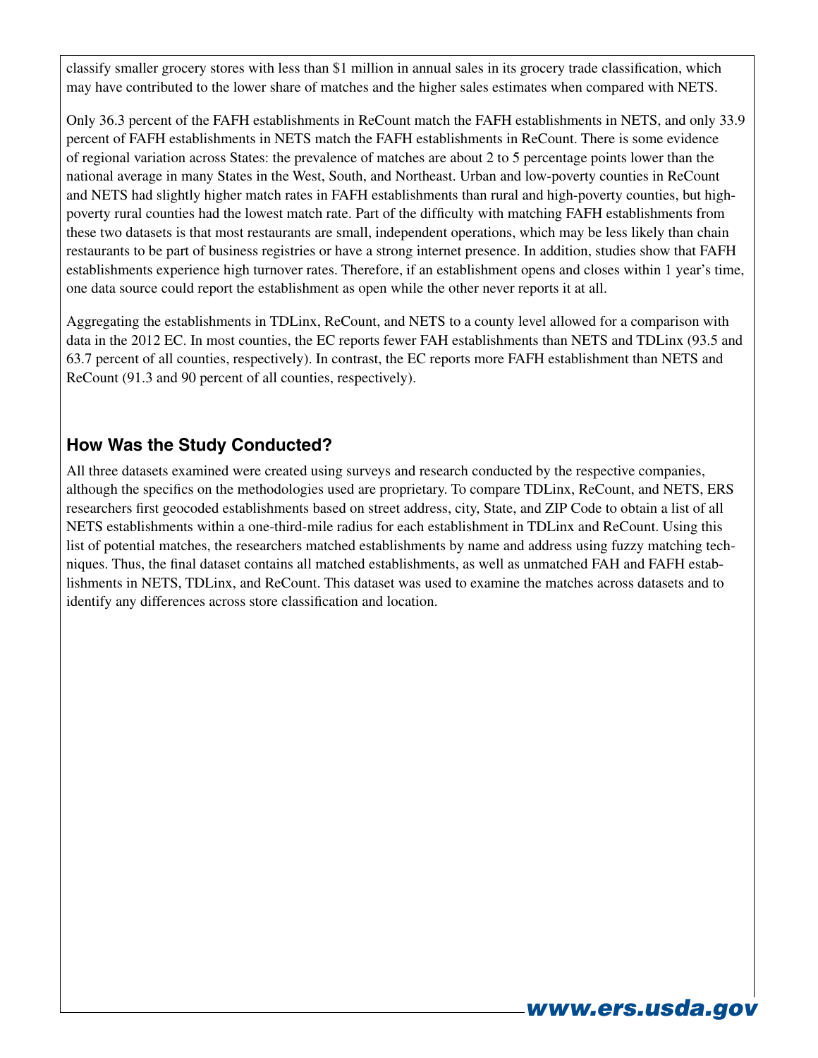classify smaller grocery stores with less than $1 million in annual sales in its grocery trade classification, which may have contributed to the lower share of matches and the higher sales estimates when compared with NETS.

Only 36.3 percent of the FAFH establishments in ReCount match the FAFH establishments in NETS, and only 33.9 percent of FAFH establishments in NETS match the FAFH establishments in ReCount. There is some evidence of regional variation across States: the prevalence of matches are about 2 to 5 percentage points lower than the national average in many States in the West, South, and Northeast. Urban and low-poverty counties in ReCount and NETS had slightly higher match rates in FAFH establishments than rural and high-poverty counties, but high-poverty rural counties had the lowest match rate. Part of the difficulty with matching FAFH establishments from these two datasets is that most restaurants are small, independent operations, which may be less likely than chain restaurants to be part of business registries or have a strong internet presence. In addition, studies show that FAFH establishments experience high turnover rates. Therefore, if an establishment opens and closes within 1 year's time, one data source could report the establishment as open while the other never reports it at all.

Aggregating the establishments in TDLinx, ReCount, and NETS to a county level allowed for a comparison with data in the 2012 EC. In most counties, the EC reports fewer FAH establishments than NETS and TDLinx (93.5 and 63.7 percent of all counties, respectively). In contrast, the EC reports more FAFH establishment than NETS and ReCount (91.3 and 90 percent of all counties, respectively).

## How Was the Study Conducted?

All three datasets examined were created using surveys and research conducted by the respective companies, although the specifics on the methodologies used are proprietary. To compare TDLinx, ReCount, and NETS, ERS researchers first geocoded establishments based on street address, city, State, and ZIP Code to obtain a list of all NETS establishments within a one-third-mile radius for each establishment in TDLinx and ReCount. Using this list of potential matches, the researchers matched establishments by name and address using fuzzy matching techniques. Thus, the final dataset contains all matched establishments, as well as unmatched FAH and FAFH establishments in NETS, TDLinx, and ReCount. This dataset was used to examine the matches across datasets and to identify any differences across store classification and location.